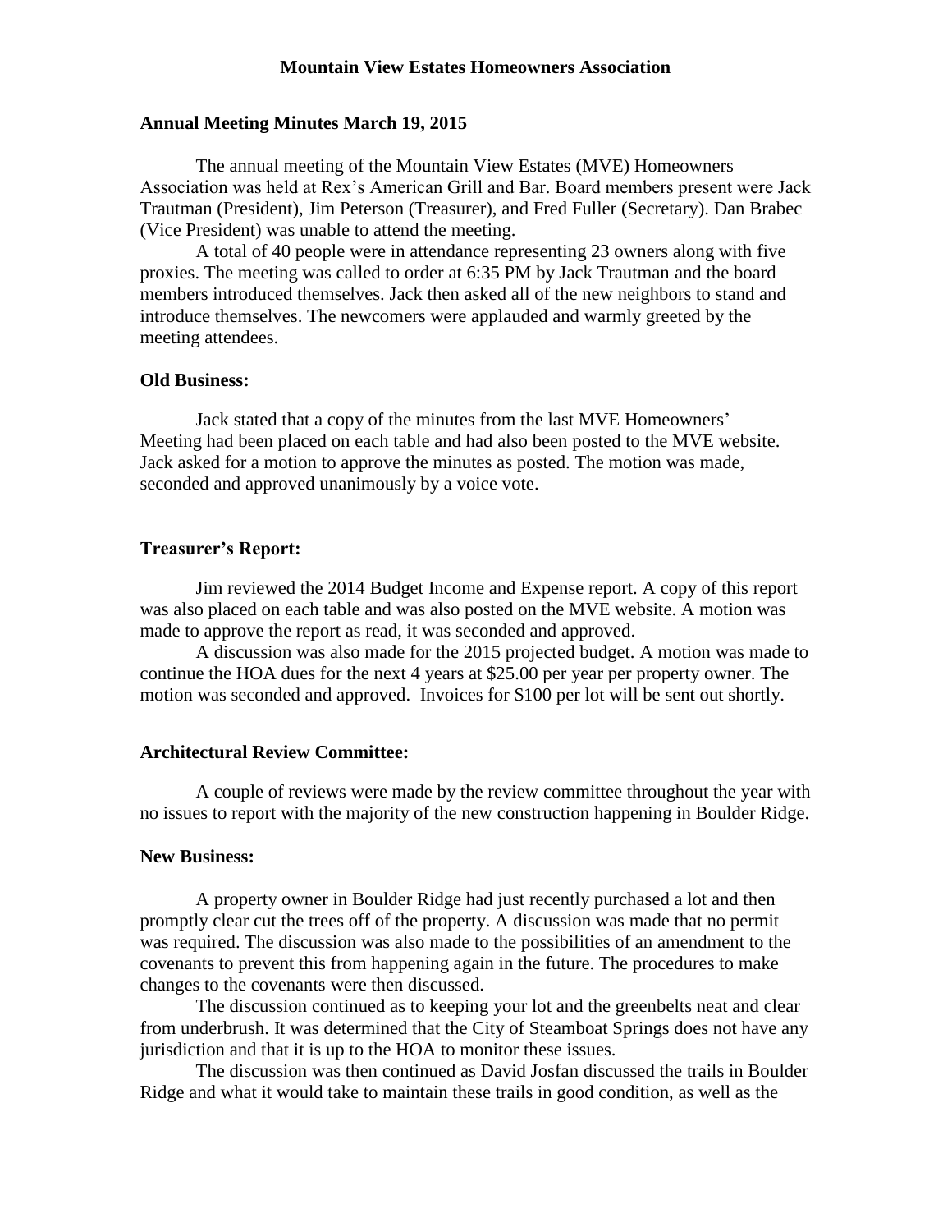# Mountain View Estates Homeowners Association

## Annual Meeting Minutes March 19, 2015

The annual meeting of the Mountain View Estates (MVE) Homeowners Association was held at Rex's American Grill and Bar. Board members present were Jack Trautman (President), Jim Peterson (Treasurer), and Fred Fuller (Secretary). Dan Brabec (Vice President) was unable to attend the meeting.

A total of 40 people were in attendance representing 23 owners along with five proxies. The meeting was called to order at 6:35 PM by Jack Trautman and the board members introduced themselves. Jack then asked all of the new neighbors to stand and introduce themselves. The newcomers were applauded and warmly greeted by the meeting attendees.

### Old Business:

Jack stated that a copy of the minutes from the last MVE Homeowners' Meeting had been placed on each table and had also been posted to the MVE website. Jack asked for a motion to approve the minutes as posted. The motion was made, seconded and approved unanimously by a voice vote.

### Treasurer's Report:

Jim reviewed the 2014 Budget Income and Expense report. A copy of this report was also placed on each table and was also posted on the MVE website. A motion was made to approve the report as read, it was seconded and approved.

A discussion was also made for the 2015 projected budget. A motion was made to continue the HOA dues for the next 4 years at $25.00 per year per property owner. The motion was seconded and approved. Invoices for $100 per lot will be sent out shortly.

### Architectural Review Committee:

A couple of reviews were made by the review committee throughout the year with no issues to report with the majority of the new construction happening in Boulder Ridge.

### New Business:

A property owner in Boulder Ridge had just recently purchased a lot and then promptly clear cut the trees off of the property. A discussion was made that no permit was required. The discussion was also made to the possibilities of an amendment to the covenants to prevent this from happening again in the future. The procedures to make changes to the covenants were then discussed.

The discussion continued as to keeping your lot and the greenbelts neat and clear from underbrush. It was determined that the City of Steamboat Springs does not have any jurisdiction and that it is up to the HOA to monitor these issues.

The discussion was then continued as David Josfan discussed the trails in Boulder Ridge and what it would take to maintain these trails in good condition, as well as the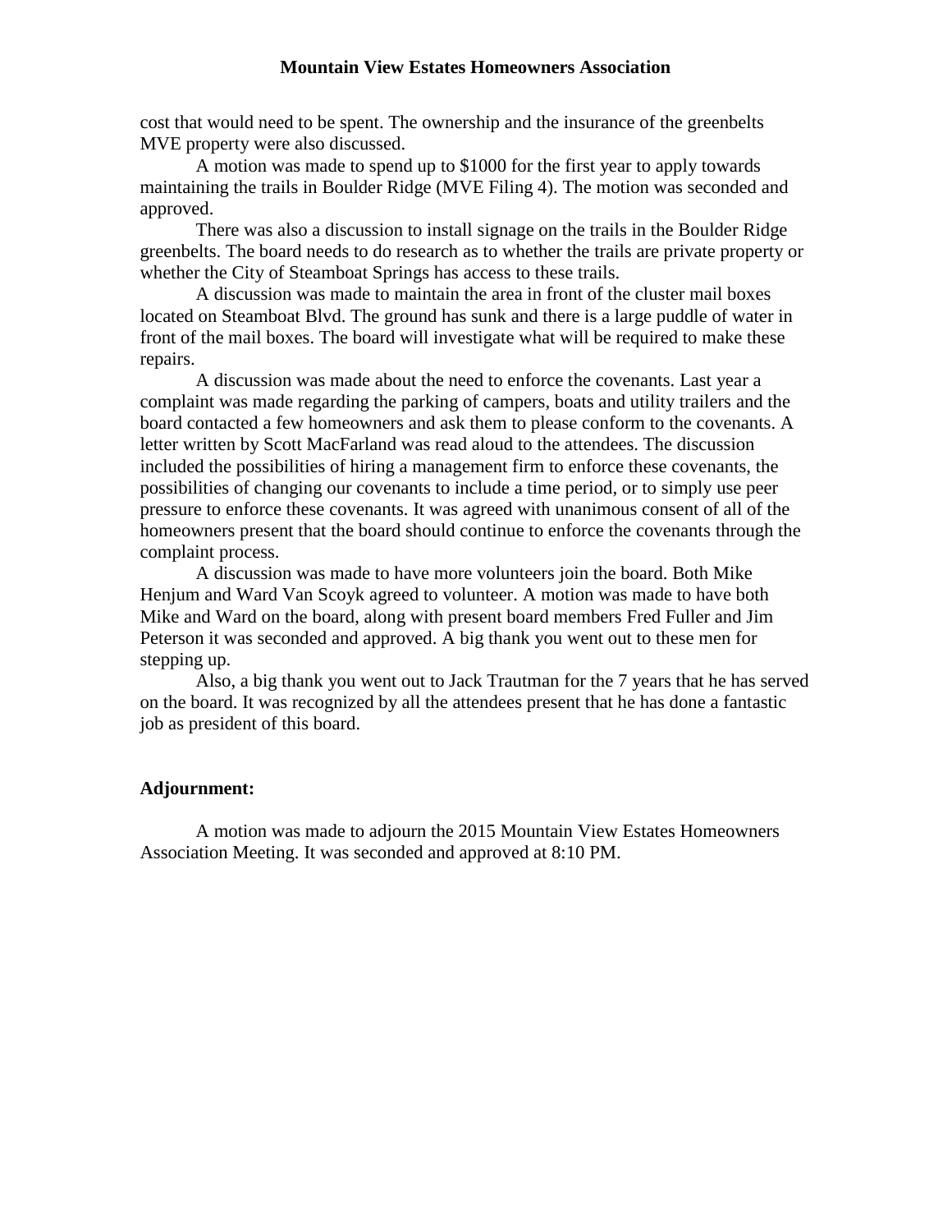cost that would need to be spent. The ownership and the insurance of the greenbelts MVE property were also discussed.

A motion was made to spend up to $1000 for the first year to apply towards maintaining the trails in Boulder Ridge (MVE Filing 4). The motion was seconded and approved.

There was also a discussion to install signage on the trails in the Boulder Ridge greenbelts. The board needs to do research as to whether the trails are private property or whether the City of Steamboat Springs has access to these trails.

A discussion was made to maintain the area in front of the cluster mail boxes located on Steamboat Blvd. The ground has sunk and there is a large puddle of water in front of the mail boxes. The board will investigate what will be required to make these repairs.

A discussion was made about the need to enforce the covenants. Last year a complaint was made regarding the parking of campers, boats and utility trailers and the board contacted a few homeowners and ask them to please conform to the covenants. A letter written by Scott MacFarland was read aloud to the attendees. The discussion included the possibilities of hiring a management firm to enforce these covenants, the possibilities of changing our covenants to include a time period, or to simply use peer pressure to enforce these covenants. It was agreed with unanimous consent of all of the homeowners present that the board should continue to enforce the covenants through the complaint process.

A discussion was made to have more volunteers join the board. Both Mike Henjum and Ward Van Scoyk agreed to volunteer. A motion was made to have both Mike and Ward on the board, along with present board members Fred Fuller and Jim Peterson it was seconded and approved. A big thank you went out to these men for stepping up.

Also, a big thank you went out to Jack Trautman for the 7 years that he has served on the board. It was recognized by all the attendees present that he has done a fantastic job as president of this board.

**Adjournment:**

A motion was made to adjourn the 2015 Mountain View Estates Homeowners Association Meeting. It was seconded and approved at 8:10 PM.